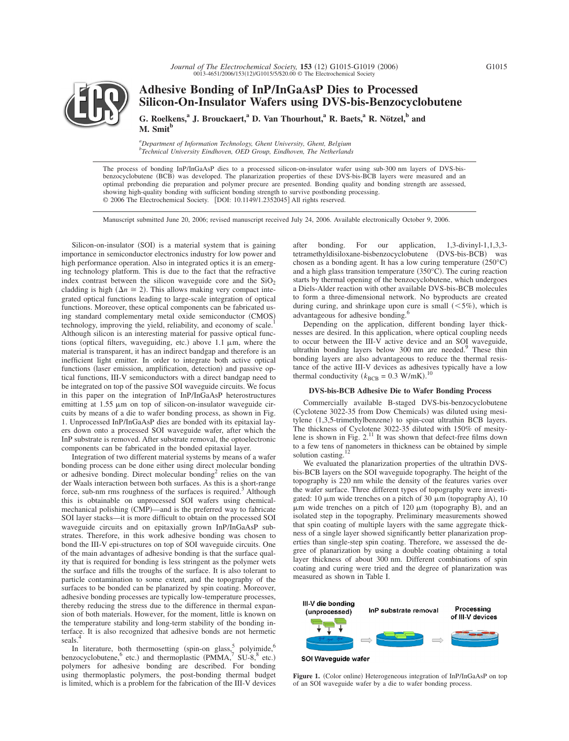# Adhesive Bonding of InP/InGaAsP Dies to Processed Silicon-On-Insulator Wafers using DVS-bis-Benzocyclobutene

**G. Roelkens,[a] J. Brouckaert,[a] D. Van Thourhout,[a] R. Baets,[a] R. Nötzel,[b] and M. Smit[b]**

[a]*Department of Information Technology, Ghent University, Ghent, Belgium*
[b]*Technical University Eindhoven, OED Group, Eindhoven, The Netherlands*

The process of bonding InP/InGaAsP dies to a processed silicon-on-insulator wafer using sub-300 nm layers of DVS-bis-benzocyclobutene (BCB) was developed. The planarization properties of these DVS-bis-BCB layers were measured and an optimal prebonding die preparation and polymer precure are presented. Bonding quality and bonding strength are assessed, showing high-quality bonding with sufficient bonding strength to survive postbonding processing.
© 2006 The Electrochemical Society. [DOI: 10.1149/1.2352045] All rights reserved.

Manuscript submitted June 20, 2006; revised manuscript received July 24, 2006. Available electronically October 9, 2006.

Silicon-on-insulator (SOI) is a material system that is gaining importance in semiconductor electronics industry for low power and high performance operation. Also in integrated optics it is an emerging technology platform. This is due to the fact that the refractive index contrast between the silicon waveguide core and the $SiO_2$ cladding is high ($\Delta n \cong 2$). This allows making very compact integrated optical functions leading to large-scale integration of optical functions. Moreover, these optical components can be fabricated using standard complementary metal oxide semiconductor (CMOS) technology, improving the yield, reliability, and economy of scale.[1] Although silicon is an interesting material for passive optical functions (optical filters, waveguiding, etc.) above 1.1 μm, where the material is transparent, it has an indirect bandgap and therefore is an inefficient light emitter. In order to integrate both active optical functions (laser emission, amplification, detection) and passive optical functions, III-V semiconductors with a direct bandgap need to be integrated on top of the passive SOI waveguide circuits. We focus in this paper on the integration of InP/InGaAsP heterostructures emitting at 1.55 μm on top of silicon-on-insulator waveguide circuits by means of a die to wafer bonding process, as shown in Fig. 1. Unprocessed InP/InGaAsP dies are bonded with its epitaxial layers down onto a processed SOI waveguide wafer, after which the InP substrate is removed. After substrate removal, the optoelectronic components can be fabricated in the bonded epitaxial layer.

Integration of two different material systems by means of a wafer bonding process can be done either using direct molecular bonding or adhesive bonding. Direct molecular bonding[2] relies on the van der Waals interaction between both surfaces. As this is a short-range force, sub-nm rms roughness of the surfaces is required.[3] Although this is obtainable on unprocessed SOI wafers using chemical-mechanical polishing (CMP)—and is the preferred way to fabricate SOI layer stacks—it is more difficult to obtain on the processed SOI waveguide circuits and on epitaxially grown InP/InGaAsP substrates. Therefore, in this work adhesive bonding was chosen to bond the III-V epi-structures on top of SOI waveguide circuits. One of the main advantages of adhesive bonding is that the surface quality that is required for bonding is less stringent as the polymer wets the surface and fills the troughs of the surface. It is also tolerant to particle contamination to some extent, and the topography of the surfaces to be bonded can be planarized by spin coating. Moreover, adhesive bonding processes are typically low-temperature processes, thereby reducing the stress due to the difference in thermal expansion of both materials. However, for the moment, little is known on the temperature stability and long-term stability of the bonding interface. It is also recognized that adhesive bonds are not hermetic seals.[4]

In literature, both thermosetting (spin-on glass,[5] polyimide,[6] benzocyclobutene,[6] etc.) and thermoplastic (PMMA,[7] SU-8,[8] etc.) polymers for adhesive bonding are described. For bonding using thermoplastic polymers, the post-bonding thermal budget is limited, which is a problem for the fabrication of the III-V devices after bonding. For our application, 1,3-divinyl-1,1,3,3-tetramethyldisiloxane-bisbenzocyclobutene (DVS-bis-BCB) was chosen as a bonding agent. It has a low curing temperature (250°C) and a high glass transition temperature (350°C). The curing reaction starts by thermal opening of the benzocyclobutene, which undergoes a Diels-Alder reaction with other available DVS-bis-BCB molecules to form a three-dimensional network. No byproducts are created during curing, and shrinkage upon cure is small (<5%), which is advantageous for adhesive bonding.[6]

Depending on the application, different bonding layer thicknesses are desired. In this application, where optical coupling needs to occur between the III-V active device and an SOI waveguide, ultrathin bonding layers below 300 nm are needed.[9] These thin bonding layers are also advantageous to reduce the thermal resistance of the active III-V devices as adhesives typically have a low thermal conductivity ($k_{BCB} = 0.3$ W/mK).[10]

## DVS-bis-BCB Adhesive Die to Wafer Bonding Process

Commercially available B-staged DVS-bis-benzocyclobutene (Cyclotene 3022-35 from Dow Chemicals) was diluted using mesitylene (1,3,5-trimethylbenzene) to spin-coat ultrathin BCB layers. The thickness of Cyclotene 3022-35 diluted with 150% of mesitylene is shown in Fig. 2.[11] It was shown that defect-free films down to a few tens of nanometers in thickness can be obtained by simple solution casting.[12]

We evaluated the planarization properties of the ultrathin DVS-bis-BCB layers on the SOI waveguide topography. The height of the topography is 220 nm while the density of the features varies over the wafer surface. Three different types of topography were investigated: 10 μm wide trenches on a pitch of 30 μm (topography A), 10 μm wide trenches on a pitch of 120 μm (topography B), and an isolated step in the topography. Preliminary measurements showed that spin coating of multiple layers with the same aggregate thickness of a single layer showed significantly better planarization properties than single-step spin coating. Therefore, we assessed the degree of planarization by using a double coating obtaining a total layer thickness of about 300 nm. Different combinations of spin coating and curing were tried and the degree of planarization was measured as shown in Table I.

Figure 1. (Color online) Heterogeneous integration of InP/InGaAsP on top of an SOI waveguide wafer by a die to wafer bonding process.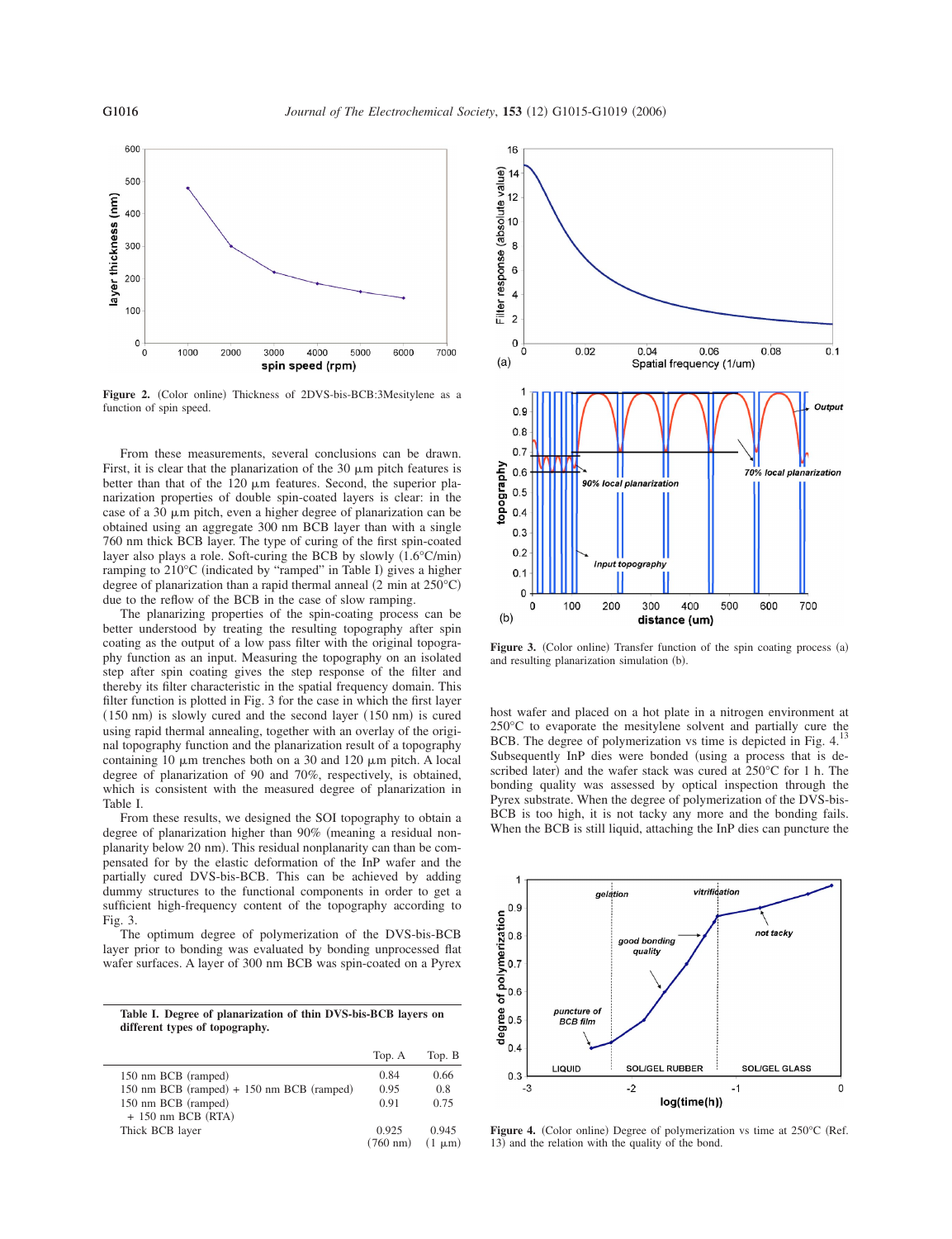Figure 2. (Color online) Thickness of 2DVS-bis-BCB:3Mesitylene as a function of spin speed.

From these measurements, several conclusions can be drawn. First, it is clear that the planarization of the 30 μm pitch features is better than that of the 120 μm features. Second, the superior planarization properties of double spin-coated layers is clear: in the case of a 30 μm pitch, even a higher degree of planarization can be obtained using an aggregate 300 nm BCB layer than with a single 760 nm thick BCB layer. The type of curing of the first spin-coated layer also plays a role. Soft-curing the BCB by slowly (1.6°C/min) ramping to 210°C (indicated by "ramped" in Table I) gives a higher degree of planarization than a rapid thermal anneal (2 min at 250°C) due to the reflow of the BCB in the case of slow ramping.

The planarizing properties of the spin-coating process can be better understood by treating the resulting topography after spin coating as the output of a low pass filter with the original topography function as an input. Measuring the topography on an isolated step after spin coating gives the step response of the filter and thereby its filter characteristic in the spatial frequency domain. This filter function is plotted in Fig. 3 for the case in which the first layer (150 nm) is slowly cured and the second layer (150 nm) is cured using rapid thermal annealing, together with an overlay of the original topography function and the planarization result of a topography containing 10 μm trenches both on a 30 and 120 μm pitch. A local degree of planarization of 90 and 70%, respectively, is obtained, which is consistent with the measured degree of planarization in Table I.

From these results, we designed the SOI topography to obtain a degree of planarization higher than 90% (meaning a residual nonplanarity below 20 nm). This residual nonplanarity can than be compensated for by the elastic deformation of the InP wafer and the partially cured DVS-bis-BCB. This can be achieved by adding dummy structures to the functional components in order to get a sufficient high-frequency content of the topography according to Fig. 3.

The optimum degree of polymerization of the DVS-bis-BCB layer prior to bonding was evaluated by bonding unprocessed flat wafer surfaces. A layer of 300 nm BCB was spin-coated on a Pyrex host wafer and placed on a hot plate in a nitrogen environment at 250°C to evaporate the mesitylene solvent and partially cure the BCB. The degree of polymerization vs time is depicted in Fig. 4.[13] Subsequently InP dies were bonded (using a process that is described later) and the wafer stack was cured at 250°C for 1 h. The bonding quality was assessed by optical inspection through the Pyrex substrate. When the degree of polymerization of the DVS-bis-BCB is too high, it is not tacky any more and the bonding fails. When the BCB is still liquid, attaching the InP dies can puncture the

**Table I. Degree of planarization of thin DVS-bis-BCB layers on different types of topography.**

| | Top. A | Top. B |
|---|---|---|
| 150 nm BCB (ramped) | 0.84 | 0.66 |
| 150 nm BCB (ramped) + 150 nm BCB (ramped) | 0.95 | 0.8 |
| 150 nm BCB (ramped) + 150 nm BCB (RTA) | 0.91 | 0.75 |
| Thick BCB layer | 0.925 (760 nm) | 0.945 (1 μm) |

Figure 3. (Color online) Transfer function of the spin coating process (a) and resulting planarization simulation (b).

Figure 4. (Color online) Degree of polymerization vs time at 250°C (Ref. 13) and the relation with the quality of the bond.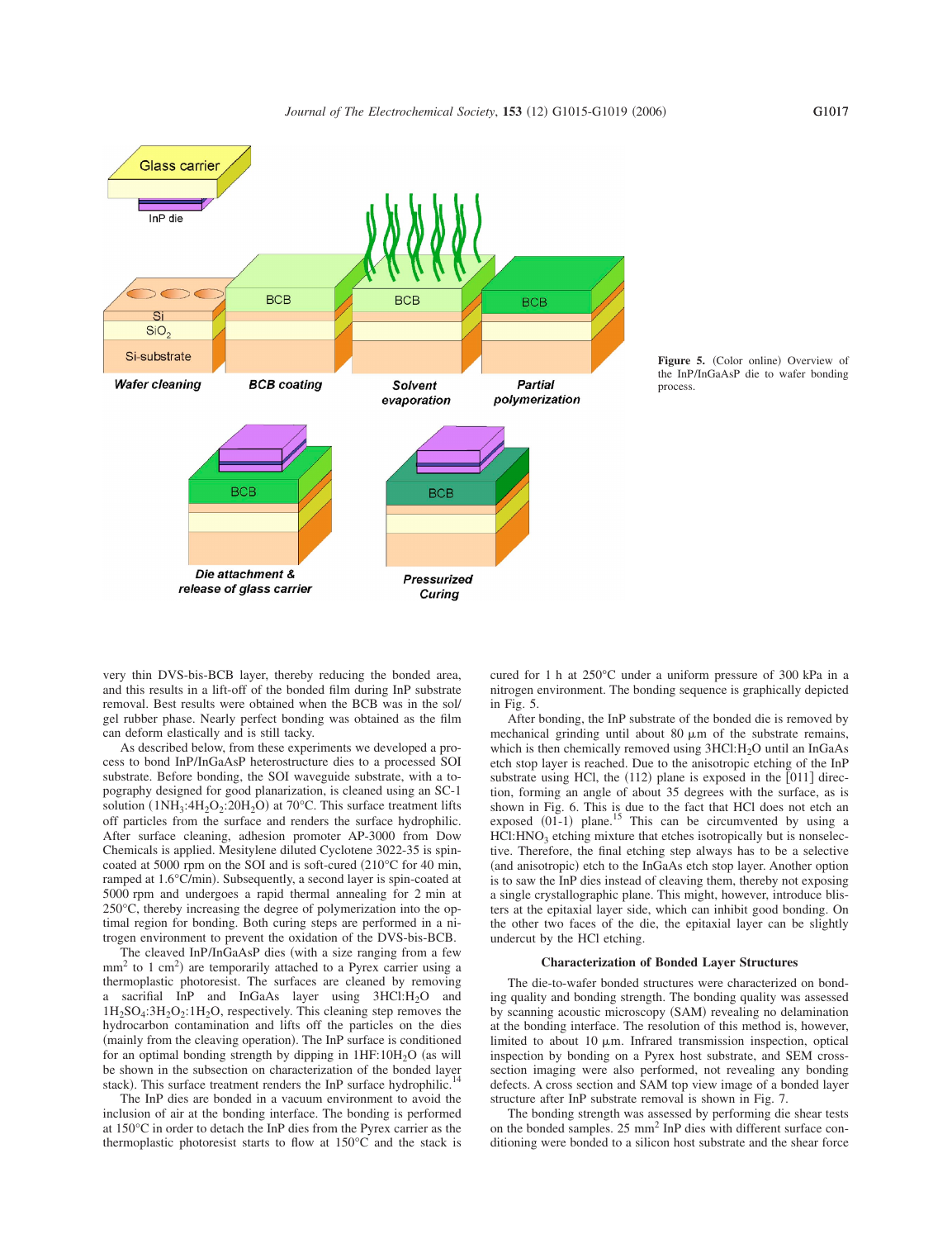Figure 5. (Color online) Overview of the InP/InGaAsP die to wafer bonding process.

very thin DVS-bis-BCB layer, thereby reducing the bonded area, and this results in a lift-off of the bonded film during InP substrate removal. Best results were obtained when the BCB was in the sol/gel rubber phase. Nearly perfect bonding was obtained as the film can deform elastically and is still tacky.

As described below, from these experiments we developed a process to bond InP/InGaAsP heterostructure dies to a processed SOI substrate. Before bonding, the SOI waveguide substrate, with a topography designed for good planarization, is cleaned using an SC-1 solution ($1NH_3:4H_2O_2:20H_2O$) at 70°C. This surface treatment lifts off particles from the surface and renders the surface hydrophilic. After surface cleaning, adhesion promoter AP-3000 from Dow Chemicals is applied. Mesitylene diluted Cyclotene 3022-35 is spin-coated at 5000 rpm on the SOI and is soft-cured (210°C for 40 min, ramped at 1.6°C/min). Subsequently, a second layer is spin-coated at 5000 rpm and undergoes a rapid thermal annealing for 2 min at 250°C, thereby increasing the degree of polymerization into the optimal region for bonding. Both curing steps are performed in a nitrogen environment to prevent the oxidation of the DVS-bis-BCB.

The cleaved InP/InGaAsP dies (with a size ranging from a few $mm^2$ to 1 $cm^2$) are temporarily attached to a Pyrex carrier using a thermoplastic photoresist. The surfaces are cleaned by removing a sacrificial InP and InGaAs layer using $3HCl:H_2O$ and $1H_2SO_4:3H_2O_2:1H_2O$, respectively. This cleaning step removes the hydrocarbon contamination and lifts off the particles on the dies (mainly from the cleaving operation). The InP surface is conditioned for an optimal bonding strength by dipping in $1HF:10H_2O$ (as will be shown in the subsection on characterization of the bonded layer stack). This surface treatment renders the InP surface hydrophilic.[14]

The InP dies are bonded in a vacuum environment to avoid the inclusion of air at the bonding interface. The bonding is performed at 150°C in order to detach the InP dies from the Pyrex carrier as the thermoplastic photoresist starts to flow at 150°C and the stack is cured for 1 h at 250°C under a uniform pressure of 300 kPa in a nitrogen environment. The bonding sequence is graphically depicted in Fig. 5.

After bonding, the InP substrate of the bonded die is removed by mechanical grinding until about 80 μm of the substrate remains, which is then chemically removed using $3HCl:H_2O$ until an InGaAs etch stop layer is reached. Due to the anisotropic etching of the InP substrate using HCl, the (112) plane is exposed in the $[0\bar{1}1]$ direction, forming an angle of about 35 degrees with the surface, as is shown in Fig. 6. This is due to the fact that HCl does not etch an exposed (01-1) plane.[15] This can be circumvented by using a $HCl:HNO_3$ etching mixture that etches isotropically but is nonselective. Therefore, the final etching step always has to be a selective (and anisotropic) etch to the InGaAs etch stop layer. Another option is to saw the InP dies instead of cleaving them, thereby not exposing a single crystallographic plane. This might, however, introduce blisters at the epitaxial layer side, which can inhibit good bonding. On the other two faces of the die, the epitaxial layer can be slightly undercut by the HCl etching.

### Characterization of Bonded Layer Structures

The die-to-wafer bonded structures were characterized on bonding quality and bonding strength. The bonding quality was assessed by scanning acoustic microscopy (SAM) revealing no delamination at the bonding interface. The resolution of this method is, however, limited to about 10 μm. Infrared transmission inspection, optical inspection by bonding on a Pyrex host substrate, and SEM cross-section imaging were also performed, not revealing any bonding defects. A cross section and SAM top view image of a bonded layer structure after InP substrate removal is shown in Fig. 7.

The bonding strength was assessed by performing die shear tests on the bonded samples. 25 $mm^2$ InP dies with different surface conditioning were bonded to a silicon host substrate and the shear force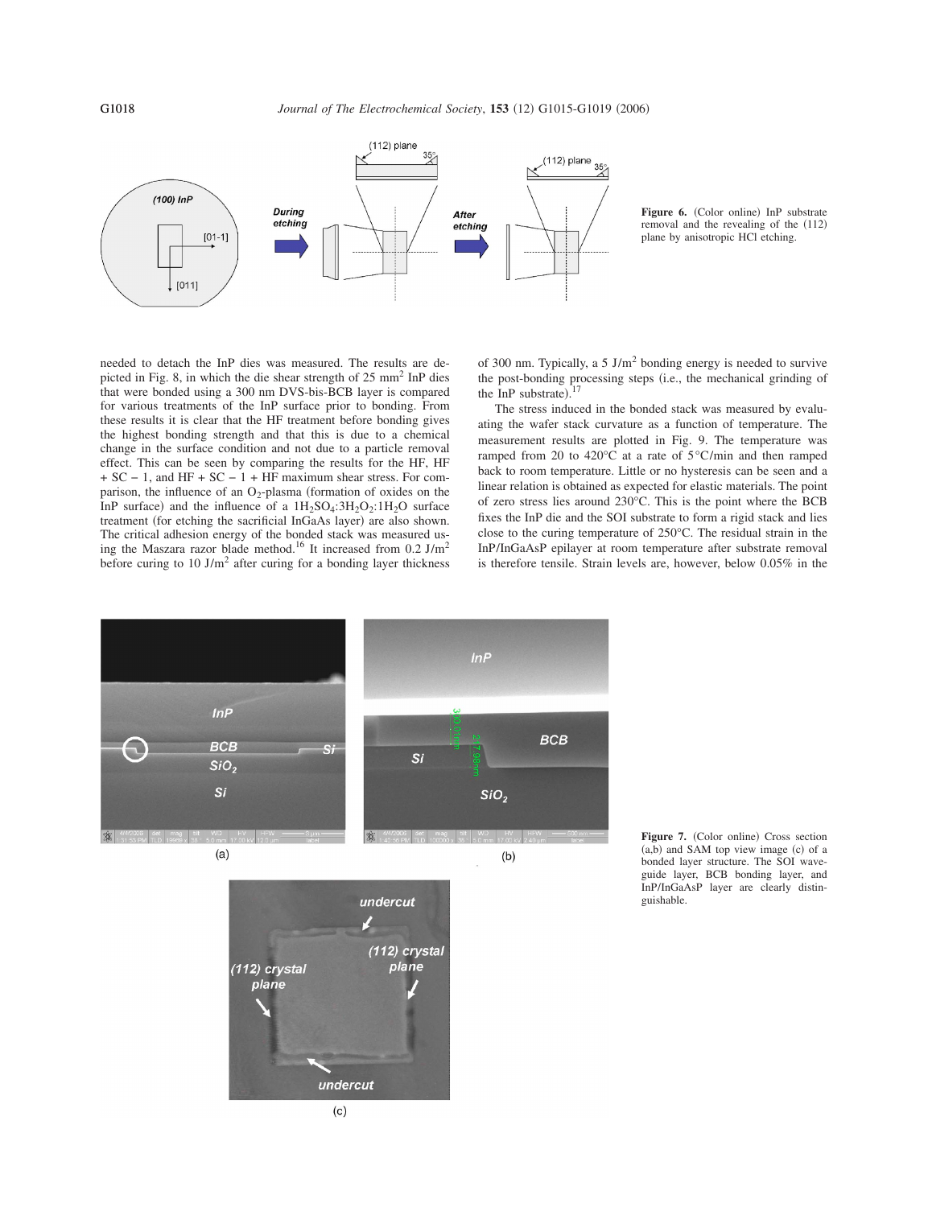Figure 6. (Color online) InP substrate removal and the revealing of the (112) plane by anisotropic HCl etching.

needed to detach the InP dies was measured. The results are depicted in Fig. 8, in which the die shear strength of 25 $mm^2$ InP dies that were bonded using a 300 nm DVS-bis-BCB layer is compared for various treatments of the InP surface prior to bonding. From these results it is clear that the HF treatment before bonding gives the highest bonding strength and that this is due to a chemical change in the surface condition and not due to a particle removal effect. This can be seen by comparing the results for the HF, HF + SC − 1, and HF + SC − 1 + HF maximum shear stress. For comparison, the influence of an $O_2$-plasma (formation of oxides on the InP surface) and the influence of a $1H_2SO_4$:$3H_2O_2$:$1H_2O$ surface treatment (for etching the sacrificial InGaAs layer) are also shown. The critical adhesion energy of the bonded stack was measured using the Maszara razor blade method.[16] It increased from 0.2 $J/m^2$ before curing to 10 $J/m^2$ after curing for a bonding layer thickness of 300 nm. Typically, a 5 $J/m^2$ bonding energy is needed to survive the post-bonding processing steps (i.e., the mechanical grinding of the InP substrate).[17]

The stress induced in the bonded stack was measured by evaluating the wafer stack curvature as a function of temperature. The measurement results are plotted in Fig. 9. The temperature was ramped from 20 to 420°C at a rate of 5°C/min and then ramped back to room temperature. Little or no hysteresis can be seen and a linear relation is obtained as expected for elastic materials. The point of zero stress lies around 230°C. This is the point where the BCB fixes the InP die and the SOI substrate to form a rigid stack and lies close to the curing temperature of 250°C. The residual strain in the InP/InGaAsP epilayer at room temperature after substrate removal is therefore tensile. Strain levels are, however, below 0.05% in the

Figure 7. (Color online) Cross section (a,b) and SAM top view image (c) of a bonded layer structure. The SOI waveguide layer, BCB bonding layer, and InP/InGaAsP layer are clearly distinguishable.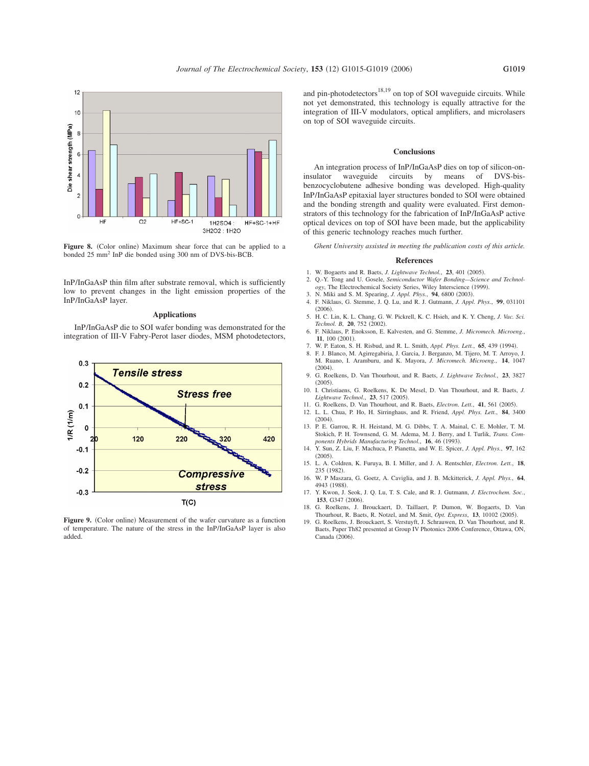12

10

8

6

4

2

0

Die shear strength (MPa)

HF

O2

HF+SC-1

1H2SO4 : 3H2O2 : 1H2O

HF+SC-1+HF

**Figure 8.** (Color online) Maximum shear force that can be applied to a bonded 25 mm$^2$ InP die bonded using 300 nm of DVS-bis-BCB.

InP/InGaAsP thin film after substrate removal, which is sufficiently low to prevent changes in the light emission properties of the InP/InGaAsP layer.

## Applications

InP/InGaAsP die to SOI wafer bonding was demonstrated for the integration of III-V Fabry-Perot laser diodes, MSM photodetectors, and pin-photodetectors[18,19] on top of SOI waveguide circuits. While not yet demonstrated, this technology is equally attractive for the integration of III-V modulators, optical amplifiers, and microlasers on top of SOI waveguide circuits.

0.3

0.2

0.1

0

-0.1

-0.2

-0.3

1/R (1/m)

20

120

220

320

420

T(C)

Tensile stress

Stress free

Compressive stress

**Figure 9.** (Color online) Measurement of the wafer curvature as a function of temperature. The nature of the stress in the InP/InGaAsP layer is also added.

## Conclusions

An integration process of InP/InGaAsP dies on top of silicon-on-insulator waveguide circuits by means of DVS-bis-benzocyclobutene adhesive bonding was developed. High-quality InP/InGaAsP epitaxial layer structures bonded to SOI were obtained and the bonding strength and quality were evaluated. First demonstrators of this technology for the fabrication of InP/InGaAsP active optical devices on top of SOI have been made, but the applicability of this generic technology reaches much further.

*Ghent University assisted in meeting the publication costs of this article.*

## References

1. W. Bogaerts and R. Baets, *J. Lightwave Technol.*, **23**, 401 (2005).
2. Q.-Y. Tong and U. Gosele, *Semiconductor Wafer Bonding—Science and Technology*, The Electrochemical Society Series, Wiley Interscience (1999).
3. N. Miki and S. M. Spearing, *J. Appl. Phys.*, **94**, 6800 (2003).
4. F. Niklaus, G. Stemme, J. Q. Lu, and R. J. Gutmann, *J. Appl. Phys.*, **99**, 031101 (2006).
5. H. C. Lin, K. L. Chang, G. W. Pickrell, K. C. Hsieh, and K. Y. Cheng, *J. Vac. Sci. Technol. B*, **20**, 752 (2002).
6. F. Niklaus, P. Enoksson, E. Kalvesten, and G. Stemme, *J. Micromech. Microeng.*, **11**, 100 (2001).
7. W. P. Eaton, S. H. Risbud, and R. L. Smith, *Appl. Phys. Lett.*, **65**, 439 (1994).
8. F. J. Blanco, M. Agirregabiria, J. Garcia, J. Berganzo, M. Tijero, M. T. Arroyo, J. M. Ruano, I. Aramburu, and K. Mayora, *J. Micromech. Microeng.*, **14**, 1047 (2004).
9. G. Roelkens, D. Van Thourhout, and R. Baets, *J. Lightwave Technol.*, **23**, 3827 (2005).
10. I. Christiaens, G. Roelkens, K. De Mesel, D. Van Thourhout, and R. Baets, *J. Lightwave Technol.*, **23**, 517 (2005).
11. G. Roelkens, D. Van Thourhout, and R. Baets, *Electron. Lett.*, **41**, 561 (2005).
12. L. L. Chua, P. Ho, H. Sirringhaus, and R. Friend, *Appl. Phys. Lett.*, **84**, 3400 (2004).
13. P. E. Garrou, R. H. Heistand, M. G. Dibbs, T. A. Mainal, C. E. Mohler, T. M. Stokich, P. H. Townsend, G. M. Adema, M. J. Berry, and I. Turlik, *Trans. Components Hybrids Manufacturing Technol.*, **16**, 46 (1993).
14. Y. Sun, Z. Liu, F. Machuca, P. Pianetta, and W. E. Spicer, *J. Appl. Phys.*, **97**, 162 (2005).
15. L. A. Coldren, K. Furuya, B. I. Miller, and J. A. Rentschler, *Electron. Lett.*, **18**, 235 (1982).
16. W. P Maszara, G. Goetz, A. Caviglia, and J. B. Mckitterick, *J. Appl. Phys.*, **64**, 4943 (1988).
17. Y. Kwon, J. Seok, J. Q. Lu, T. S. Cale, and R. J. Gutmann, *J. Electrochem. Soc.*, **153**, G347 (2006).
18. G. Roelkens, J. Brouckaert, D. Taillaert, P. Dumon, W. Bogaerts, D. Van Thourhout, R. Baets, R. Notzel, and M. Smit, *Opt. Express*, **13**, 10102 (2005).
19. G. Roelkens, J. Brouckaert, S. Verstuyft, J. Schrauwen, D. Van Thourhout, and R. Baets, Paper Th82 presented at Group IV Photonics 2006 Conference, Ottawa, ON, Canada (2006).